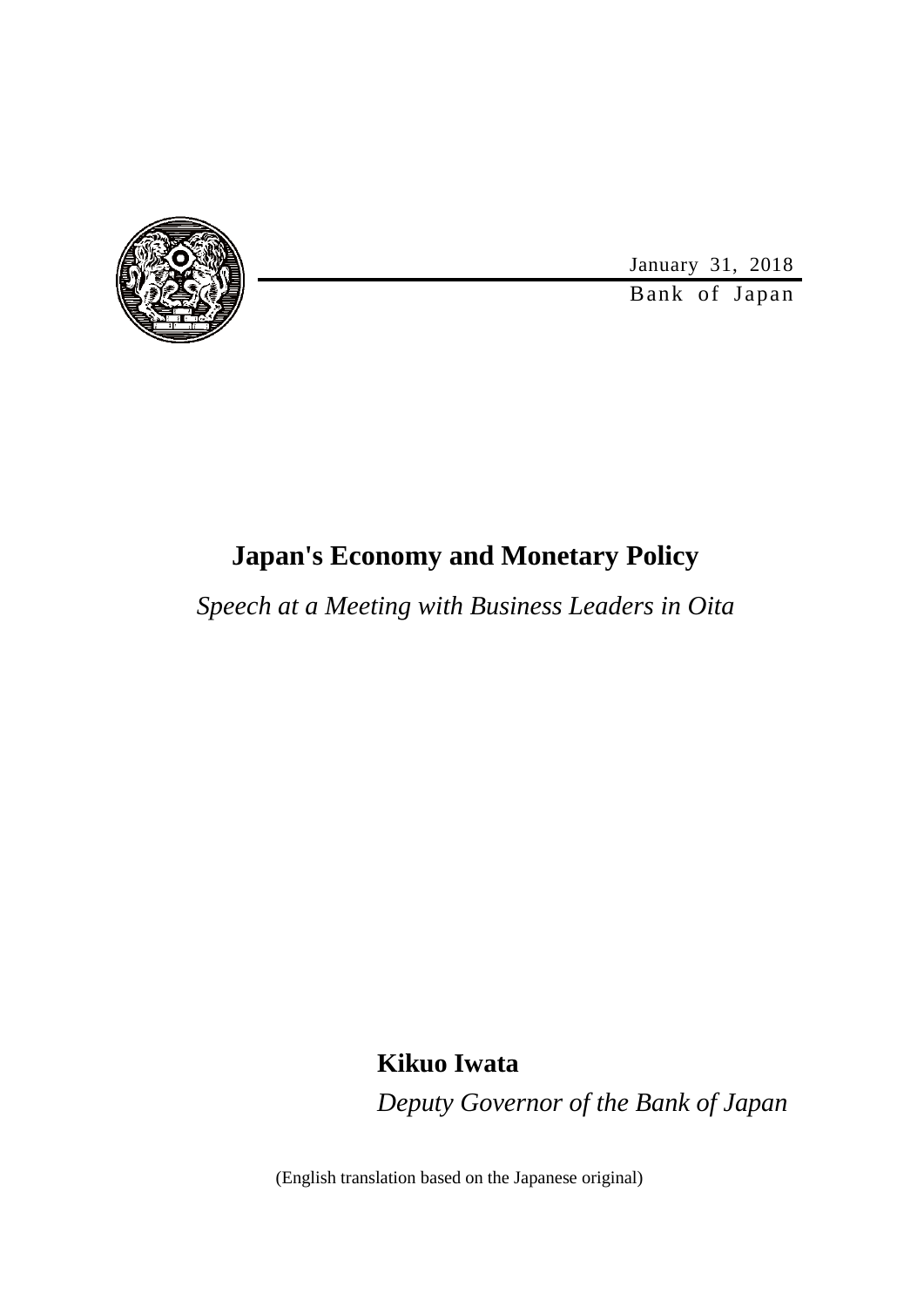January 31, 2018

Bank of Japan

# Japan's Economy and Monetary Policy

*Speech at a Meeting with Business Leaders in Oita*

**Kikuo Iwata**

*Deputy Governor of the Bank of Japan*

(English translation based on the Japanese original)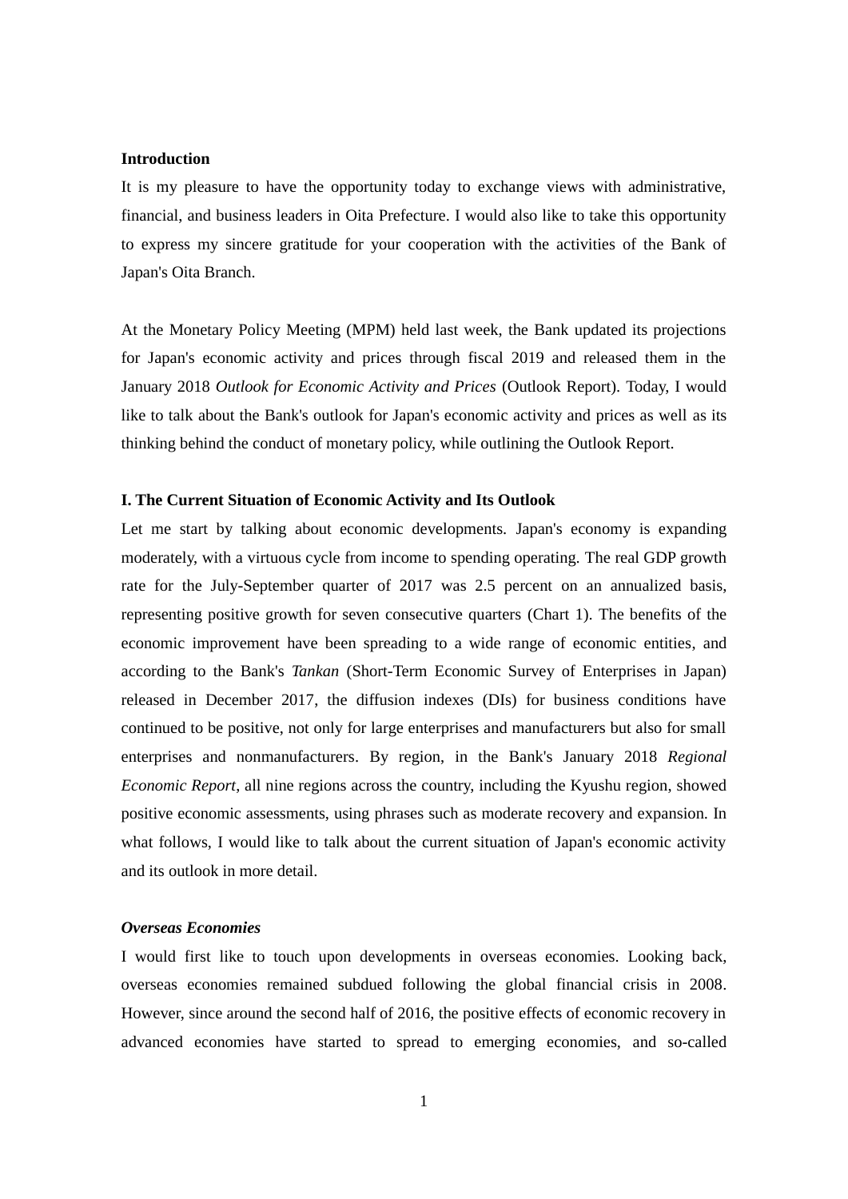**Introduction**

It is my pleasure to have the opportunity today to exchange views with administrative, financial, and business leaders in Oita Prefecture. I would also like to take this opportunity to express my sincere gratitude for your cooperation with the activities of the Bank of Japan's Oita Branch.

At the Monetary Policy Meeting (MPM) held last week, the Bank updated its projections for Japan's economic activity and prices through fiscal 2019 and released them in the January 2018 *Outlook for Economic Activity and Prices* (Outlook Report). Today, I would like to talk about the Bank's outlook for Japan's economic activity and prices as well as its thinking behind the conduct of monetary policy, while outlining the Outlook Report.

**I. The Current Situation of Economic Activity and Its Outlook**

Let me start by talking about economic developments. Japan's economy is expanding moderately, with a virtuous cycle from income to spending operating. The real GDP growth rate for the July-September quarter of 2017 was 2.5 percent on an annualized basis, representing positive growth for seven consecutive quarters (Chart 1). The benefits of the economic improvement have been spreading to a wide range of economic entities, and according to the Bank's *Tankan* (Short-Term Economic Survey of Enterprises in Japan) released in December 2017, the diffusion indexes (DIs) for business conditions have continued to be positive, not only for large enterprises and manufacturers but also for small enterprises and nonmanufacturers. By region, in the Bank's January 2018 *Regional Economic Report*, all nine regions across the country, including the Kyushu region, showed positive economic assessments, using phrases such as moderate recovery and expansion. In what follows, I would like to talk about the current situation of Japan's economic activity and its outlook in more detail.

***Overseas Economies***

I would first like to touch upon developments in overseas economies. Looking back, overseas economies remained subdued following the global financial crisis in 2008. However, since around the second half of 2016, the positive effects of economic recovery in advanced economies have started to spread to emerging economies, and so-called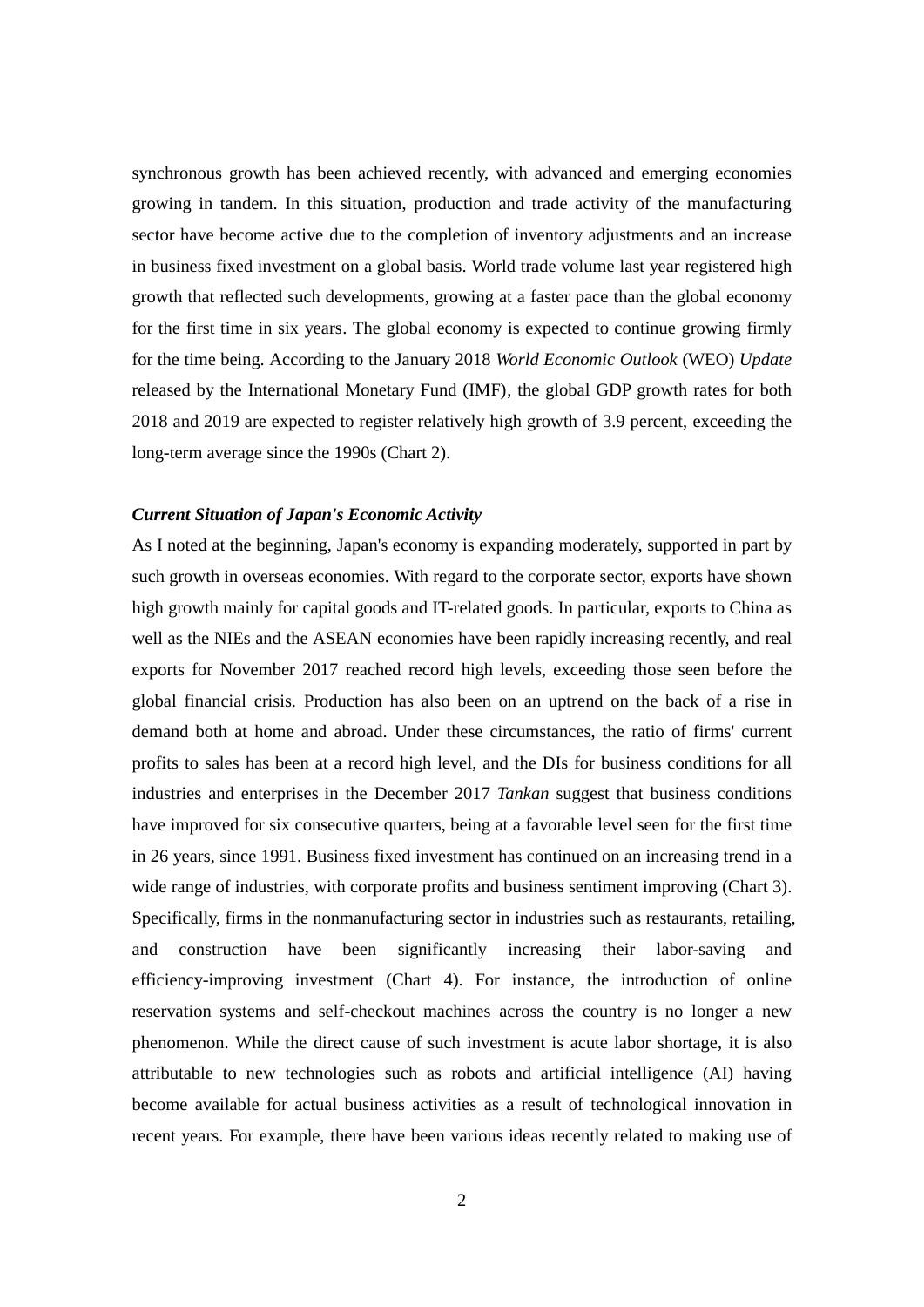synchronous growth has been achieved recently, with advanced and emerging economies growing in tandem. In this situation, production and trade activity of the manufacturing sector have become active due to the completion of inventory adjustments and an increase in business fixed investment on a global basis. World trade volume last year registered high growth that reflected such developments, growing at a faster pace than the global economy for the first time in six years. The global economy is expected to continue growing firmly for the time being. According to the January 2018 *World Economic Outlook* (WEO) *Update* released by the International Monetary Fund (IMF), the global GDP growth rates for both 2018 and 2019 are expected to register relatively high growth of 3.9 percent, exceeding the long-term average since the 1990s (Chart 2).

### *Current Situation of Japan's Economic Activity*

As I noted at the beginning, Japan's economy is expanding moderately, supported in part by such growth in overseas economies. With regard to the corporate sector, exports have shown high growth mainly for capital goods and IT-related goods. In particular, exports to China as well as the NIEs and the ASEAN economies have been rapidly increasing recently, and real exports for November 2017 reached record high levels, exceeding those seen before the global financial crisis. Production has also been on an uptrend on the back of a rise in demand both at home and abroad. Under these circumstances, the ratio of firms' current profits to sales has been at a record high level, and the DIs for business conditions for all industries and enterprises in the December 2017 *Tankan* suggest that business conditions have improved for six consecutive quarters, being at a favorable level seen for the first time in 26 years, since 1991. Business fixed investment has continued on an increasing trend in a wide range of industries, with corporate profits and business sentiment improving (Chart 3). Specifically, firms in the nonmanufacturing sector in industries such as restaurants, retailing, and construction have been significantly increasing their labor-saving and efficiency-improving investment (Chart 4). For instance, the introduction of online reservation systems and self-checkout machines across the country is no longer a new phenomenon. While the direct cause of such investment is acute labor shortage, it is also attributable to new technologies such as robots and artificial intelligence (AI) having become available for actual business activities as a result of technological innovation in recent years. For example, there have been various ideas recently related to making use of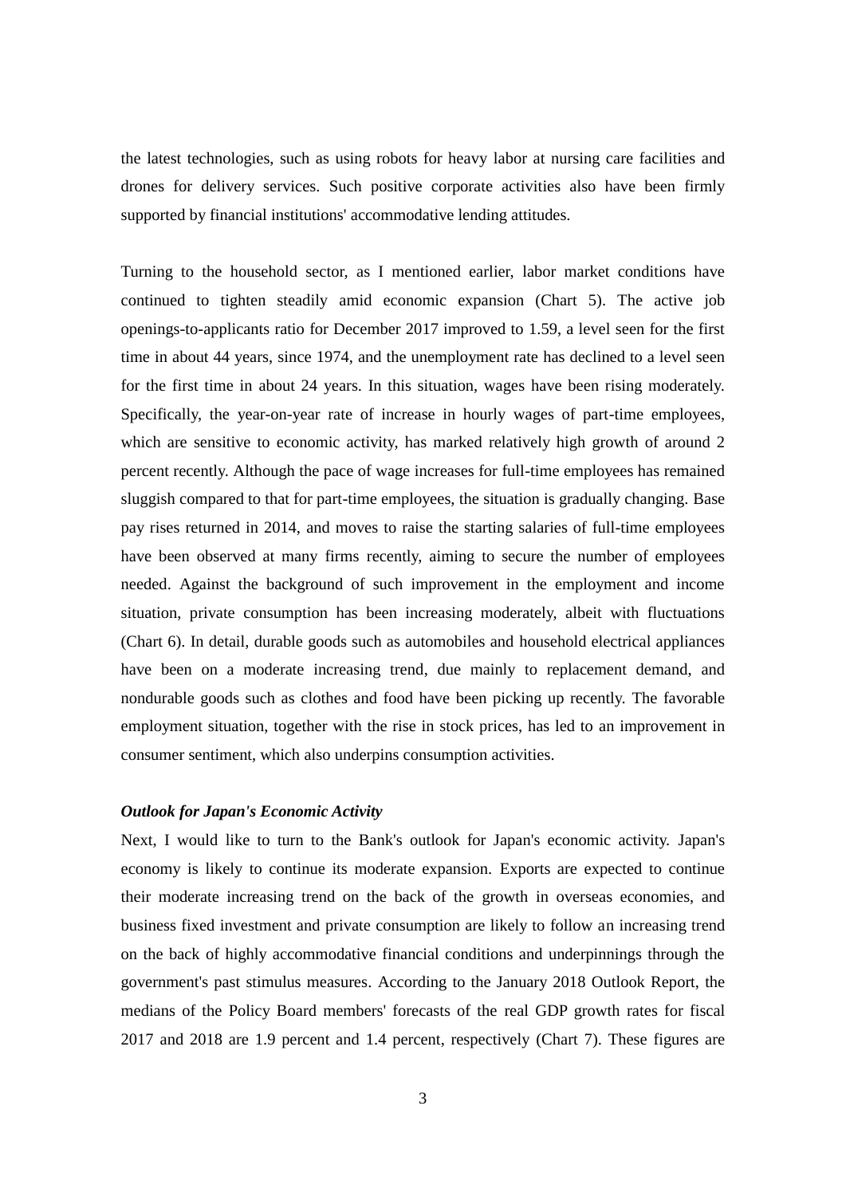the latest technologies, such as using robots for heavy labor at nursing care facilities and drones for delivery services. Such positive corporate activities also have been firmly supported by financial institutions' accommodative lending attitudes.

Turning to the household sector, as I mentioned earlier, labor market conditions have continued to tighten steadily amid economic expansion (Chart 5). The active job openings-to-applicants ratio for December 2017 improved to 1.59, a level seen for the first time in about 44 years, since 1974, and the unemployment rate has declined to a level seen for the first time in about 24 years. In this situation, wages have been rising moderately. Specifically, the year-on-year rate of increase in hourly wages of part-time employees, which are sensitive to economic activity, has marked relatively high growth of around 2 percent recently. Although the pace of wage increases for full-time employees has remained sluggish compared to that for part-time employees, the situation is gradually changing. Base pay rises returned in 2014, and moves to raise the starting salaries of full-time employees have been observed at many firms recently, aiming to secure the number of employees needed. Against the background of such improvement in the employment and income situation, private consumption has been increasing moderately, albeit with fluctuations (Chart 6). In detail, durable goods such as automobiles and household electrical appliances have been on a moderate increasing trend, due mainly to replacement demand, and nondurable goods such as clothes and food have been picking up recently. The favorable employment situation, together with the rise in stock prices, has led to an improvement in consumer sentiment, which also underpins consumption activities.

### *Outlook for Japan's Economic Activity*

Next, I would like to turn to the Bank's outlook for Japan's economic activity. Japan's economy is likely to continue its moderate expansion. Exports are expected to continue their moderate increasing trend on the back of the growth in overseas economies, and business fixed investment and private consumption are likely to follow an increasing trend on the back of highly accommodative financial conditions and underpinnings through the government's past stimulus measures. According to the January 2018 Outlook Report, the medians of the Policy Board members' forecasts of the real GDP growth rates for fiscal 2017 and 2018 are 1.9 percent and 1.4 percent, respectively (Chart 7). These figures are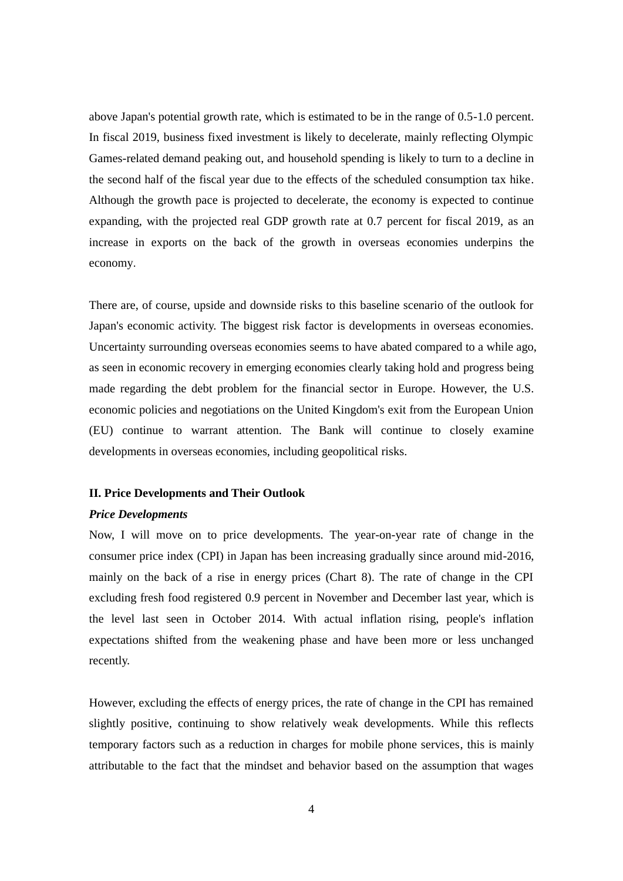above Japan's potential growth rate, which is estimated to be in the range of 0.5-1.0 percent. In fiscal 2019, business fixed investment is likely to decelerate, mainly reflecting Olympic Games-related demand peaking out, and household spending is likely to turn to a decline in the second half of the fiscal year due to the effects of the scheduled consumption tax hike. Although the growth pace is projected to decelerate, the economy is expected to continue expanding, with the projected real GDP growth rate at 0.7 percent for fiscal 2019, as an increase in exports on the back of the growth in overseas economies underpins the economy.

There are, of course, upside and downside risks to this baseline scenario of the outlook for Japan's economic activity. The biggest risk factor is developments in overseas economies. Uncertainty surrounding overseas economies seems to have abated compared to a while ago, as seen in economic recovery in emerging economies clearly taking hold and progress being made regarding the debt problem for the financial sector in Europe. However, the U.S. economic policies and negotiations on the United Kingdom's exit from the European Union (EU) continue to warrant attention. The Bank will continue to closely examine developments in overseas economies, including geopolitical risks.

## II. Price Developments and Their Outlook

### *Price Developments*

Now, I will move on to price developments. The year-on-year rate of change in the consumer price index (CPI) in Japan has been increasing gradually since around mid-2016, mainly on the back of a rise in energy prices (Chart 8). The rate of change in the CPI excluding fresh food registered 0.9 percent in November and December last year, which is the level last seen in October 2014. With actual inflation rising, people's inflation expectations shifted from the weakening phase and have been more or less unchanged recently.

However, excluding the effects of energy prices, the rate of change in the CPI has remained slightly positive, continuing to show relatively weak developments. While this reflects temporary factors such as a reduction in charges for mobile phone services, this is mainly attributable to the fact that the mindset and behavior based on the assumption that wages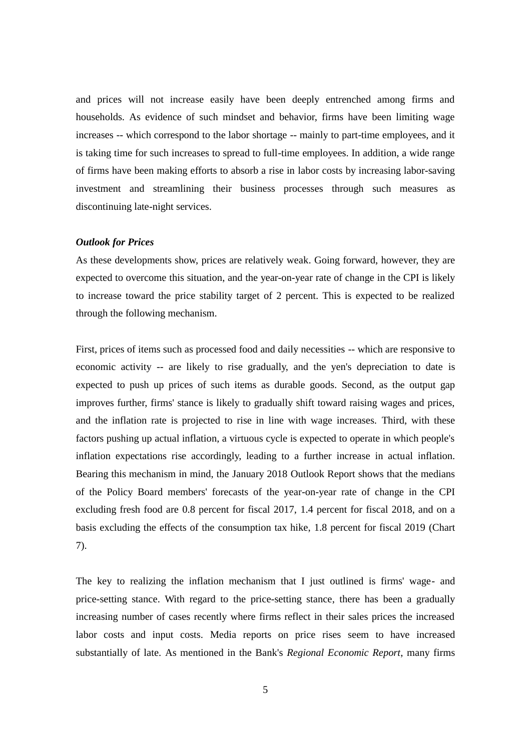and prices will not increase easily have been deeply entrenched among firms and households. As evidence of such mindset and behavior, firms have been limiting wage increases -- which correspond to the labor shortage -- mainly to part-time employees, and it is taking time for such increases to spread to full-time employees. In addition, a wide range of firms have been making efforts to absorb a rise in labor costs by increasing labor-saving investment and streamlining their business processes through such measures as discontinuing late-night services.

***Outlook for Prices***

As these developments show, prices are relatively weak. Going forward, however, they are expected to overcome this situation, and the year-on-year rate of change in the CPI is likely to increase toward the price stability target of 2 percent. This is expected to be realized through the following mechanism.

First, prices of items such as processed food and daily necessities -- which are responsive to economic activity -- are likely to rise gradually, and the yen's depreciation to date is expected to push up prices of such items as durable goods. Second, as the output gap improves further, firms' stance is likely to gradually shift toward raising wages and prices, and the inflation rate is projected to rise in line with wage increases. Third, with these factors pushing up actual inflation, a virtuous cycle is expected to operate in which people's inflation expectations rise accordingly, leading to a further increase in actual inflation. Bearing this mechanism in mind, the January 2018 Outlook Report shows that the medians of the Policy Board members' forecasts of the year-on-year rate of change in the CPI excluding fresh food are 0.8 percent for fiscal 2017, 1.4 percent for fiscal 2018, and on a basis excluding the effects of the consumption tax hike, 1.8 percent for fiscal 2019 (Chart 7).

The key to realizing the inflation mechanism that I just outlined is firms' wage- and price-setting stance. With regard to the price-setting stance, there has been a gradually increasing number of cases recently where firms reflect in their sales prices the increased labor costs and input costs. Media reports on price rises seem to have increased substantially of late. As mentioned in the Bank's *Regional Economic Report*, many firms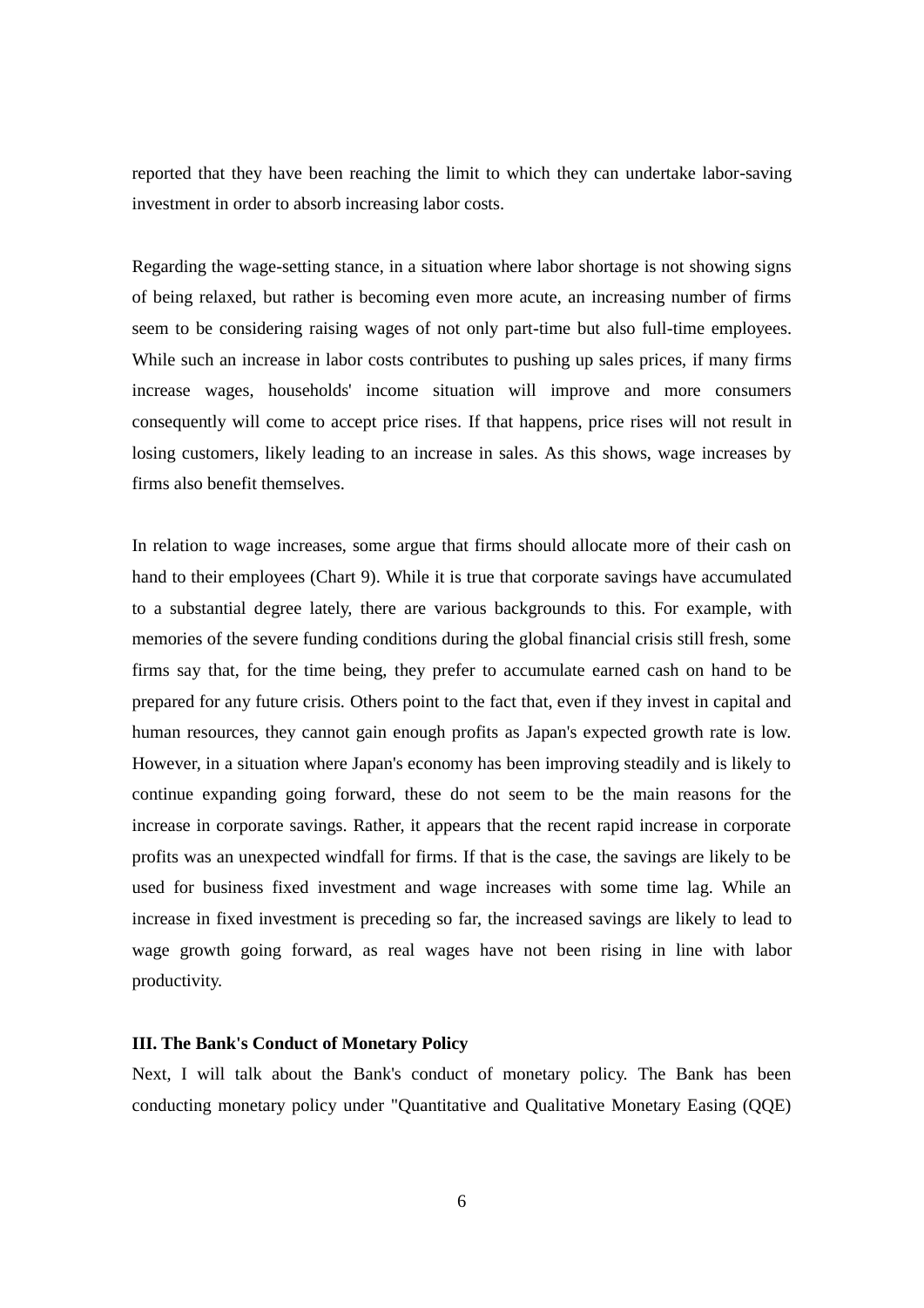reported that they have been reaching the limit to which they can undertake labor-saving investment in order to absorb increasing labor costs.

Regarding the wage-setting stance, in a situation where labor shortage is not showing signs of being relaxed, but rather is becoming even more acute, an increasing number of firms seem to be considering raising wages of not only part-time but also full-time employees. While such an increase in labor costs contributes to pushing up sales prices, if many firms increase wages, households' income situation will improve and more consumers consequently will come to accept price rises. If that happens, price rises will not result in losing customers, likely leading to an increase in sales. As this shows, wage increases by firms also benefit themselves.

In relation to wage increases, some argue that firms should allocate more of their cash on hand to their employees (Chart 9). While it is true that corporate savings have accumulated to a substantial degree lately, there are various backgrounds to this. For example, with memories of the severe funding conditions during the global financial crisis still fresh, some firms say that, for the time being, they prefer to accumulate earned cash on hand to be prepared for any future crisis. Others point to the fact that, even if they invest in capital and human resources, they cannot gain enough profits as Japan's expected growth rate is low. However, in a situation where Japan's economy has been improving steadily and is likely to continue expanding going forward, these do not seem to be the main reasons for the increase in corporate savings. Rather, it appears that the recent rapid increase in corporate profits was an unexpected windfall for firms. If that is the case, the savings are likely to be used for business fixed investment and wage increases with some time lag. While an increase in fixed investment is preceding so far, the increased savings are likely to lead to wage growth going forward, as real wages have not been rising in line with labor productivity.

### III. The Bank's Conduct of Monetary Policy

Next, I will talk about the Bank's conduct of monetary policy. The Bank has been conducting monetary policy under "Quantitative and Qualitative Monetary Easing (QQE)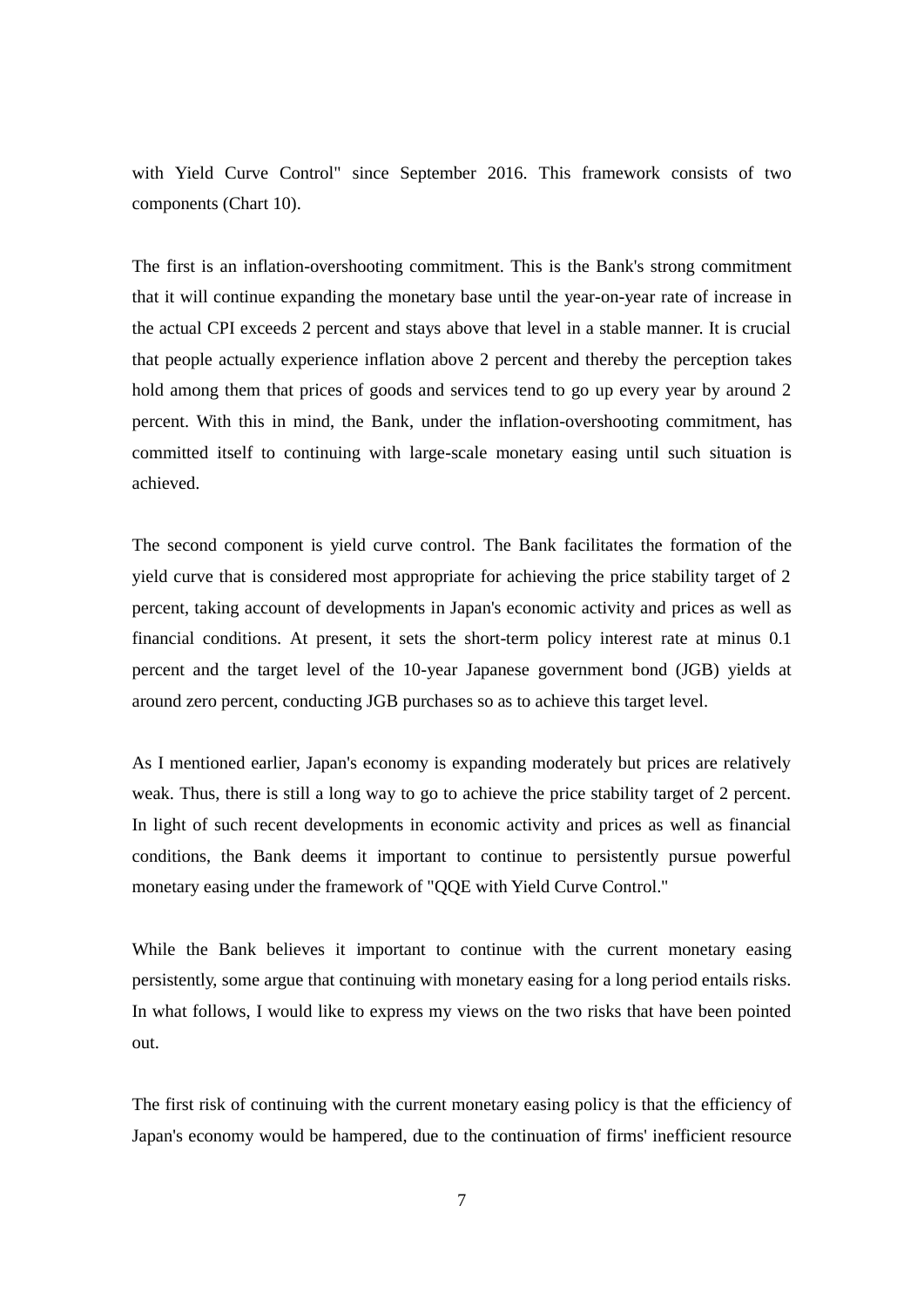with Yield Curve Control" since September 2016. This framework consists of two components (Chart 10).

The first is an inflation-overshooting commitment. This is the Bank's strong commitment that it will continue expanding the monetary base until the year-on-year rate of increase in the actual CPI exceeds 2 percent and stays above that level in a stable manner. It is crucial that people actually experience inflation above 2 percent and thereby the perception takes hold among them that prices of goods and services tend to go up every year by around 2 percent. With this in mind, the Bank, under the inflation-overshooting commitment, has committed itself to continuing with large-scale monetary easing until such situation is achieved.

The second component is yield curve control. The Bank facilitates the formation of the yield curve that is considered most appropriate for achieving the price stability target of 2 percent, taking account of developments in Japan's economic activity and prices as well as financial conditions. At present, it sets the short-term policy interest rate at minus 0.1 percent and the target level of the 10-year Japanese government bond (JGB) yields at around zero percent, conducting JGB purchases so as to achieve this target level.

As I mentioned earlier, Japan's economy is expanding moderately but prices are relatively weak. Thus, there is still a long way to go to achieve the price stability target of 2 percent. In light of such recent developments in economic activity and prices as well as financial conditions, the Bank deems it important to continue to persistently pursue powerful monetary easing under the framework of "QQE with Yield Curve Control."

While the Bank believes it important to continue with the current monetary easing persistently, some argue that continuing with monetary easing for a long period entails risks. In what follows, I would like to express my views on the two risks that have been pointed out.

The first risk of continuing with the current monetary easing policy is that the efficiency of Japan's economy would be hampered, due to the continuation of firms' inefficient resource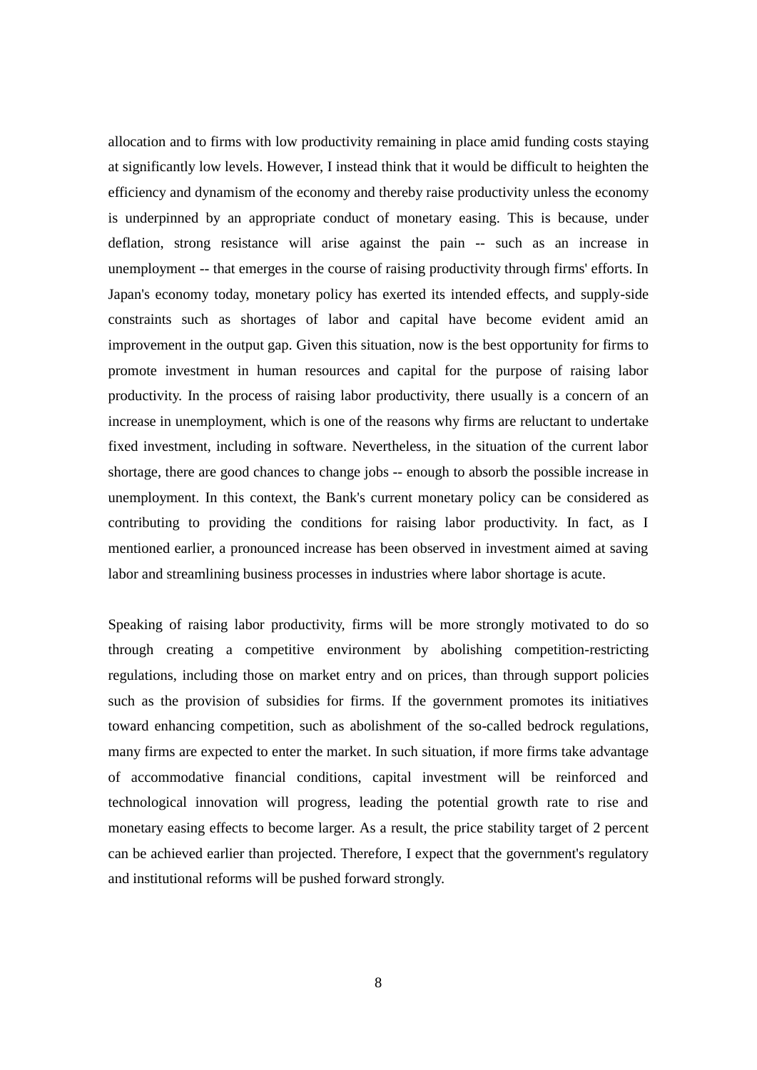allocation and to firms with low productivity remaining in place amid funding costs staying at significantly low levels. However, I instead think that it would be difficult to heighten the efficiency and dynamism of the economy and thereby raise productivity unless the economy is underpinned by an appropriate conduct of monetary easing. This is because, under deflation, strong resistance will arise against the pain -- such as an increase in unemployment -- that emerges in the course of raising productivity through firms' efforts. In Japan's economy today, monetary policy has exerted its intended effects, and supply-side constraints such as shortages of labor and capital have become evident amid an improvement in the output gap. Given this situation, now is the best opportunity for firms to promote investment in human resources and capital for the purpose of raising labor productivity. In the process of raising labor productivity, there usually is a concern of an increase in unemployment, which is one of the reasons why firms are reluctant to undertake fixed investment, including in software. Nevertheless, in the situation of the current labor shortage, there are good chances to change jobs -- enough to absorb the possible increase in unemployment. In this context, the Bank's current monetary policy can be considered as contributing to providing the conditions for raising labor productivity. In fact, as I mentioned earlier, a pronounced increase has been observed in investment aimed at saving labor and streamlining business processes in industries where labor shortage is acute.

Speaking of raising labor productivity, firms will be more strongly motivated to do so through creating a competitive environment by abolishing competition-restricting regulations, including those on market entry and on prices, than through support policies such as the provision of subsidies for firms. If the government promotes its initiatives toward enhancing competition, such as abolishment of the so-called bedrock regulations, many firms are expected to enter the market. In such situation, if more firms take advantage of accommodative financial conditions, capital investment will be reinforced and technological innovation will progress, leading the potential growth rate to rise and monetary easing effects to become larger. As a result, the price stability target of 2 percent can be achieved earlier than projected. Therefore, I expect that the government's regulatory and institutional reforms will be pushed forward strongly.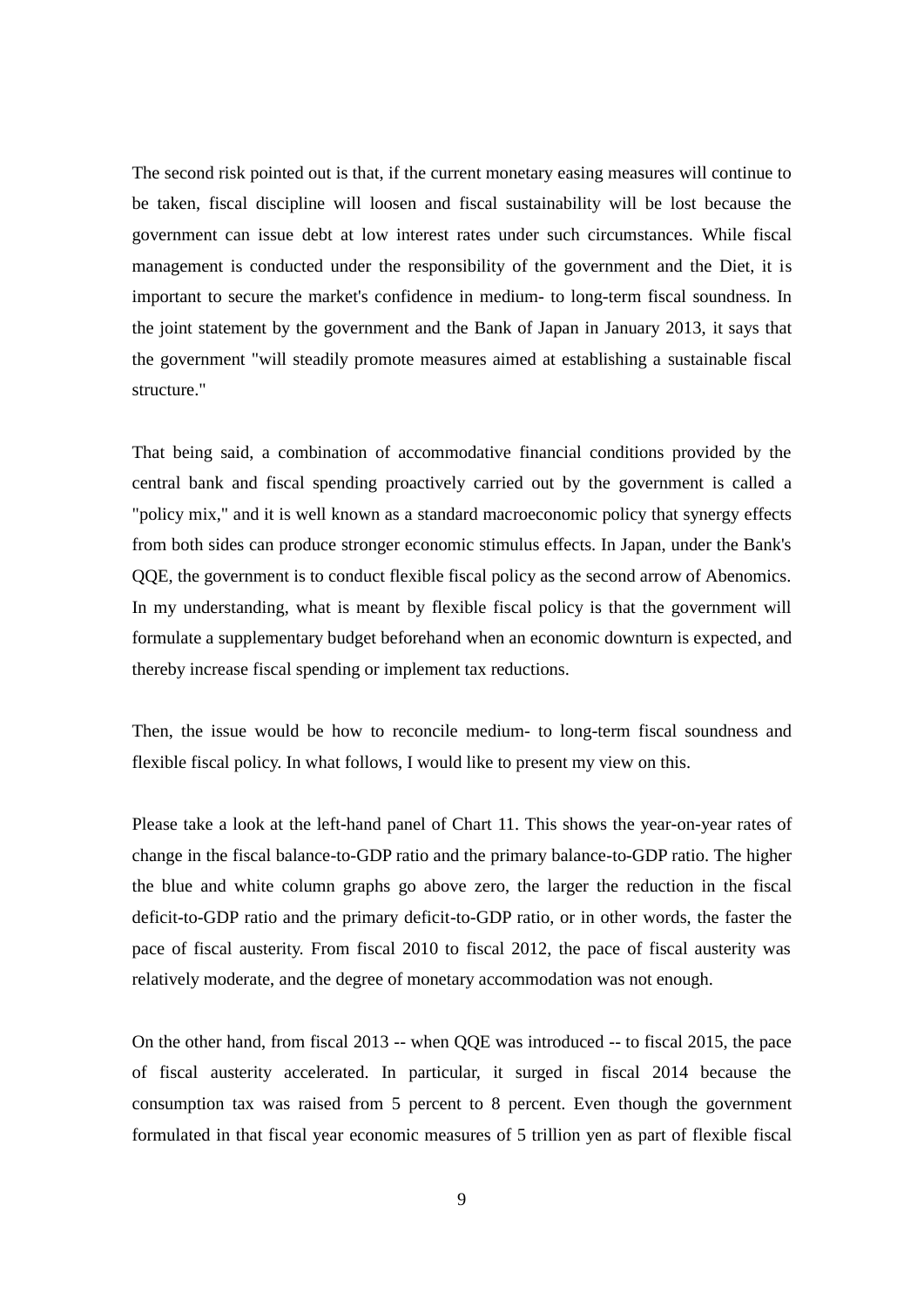The second risk pointed out is that, if the current monetary easing measures will continue to be taken, fiscal discipline will loosen and fiscal sustainability will be lost because the government can issue debt at low interest rates under such circumstances. While fiscal management is conducted under the responsibility of the government and the Diet, it is important to secure the market's confidence in medium- to long-term fiscal soundness. In the joint statement by the government and the Bank of Japan in January 2013, it says that the government "will steadily promote measures aimed at establishing a sustainable fiscal structure."

That being said, a combination of accommodative financial conditions provided by the central bank and fiscal spending proactively carried out by the government is called a "policy mix," and it is well known as a standard macroeconomic policy that synergy effects from both sides can produce stronger economic stimulus effects. In Japan, under the Bank's QQE, the government is to conduct flexible fiscal policy as the second arrow of Abenomics. In my understanding, what is meant by flexible fiscal policy is that the government will formulate a supplementary budget beforehand when an economic downturn is expected, and thereby increase fiscal spending or implement tax reductions.

Then, the issue would be how to reconcile medium- to long-term fiscal soundness and flexible fiscal policy. In what follows, I would like to present my view on this.

Please take a look at the left-hand panel of Chart 11. This shows the year-on-year rates of change in the fiscal balance-to-GDP ratio and the primary balance-to-GDP ratio. The higher the blue and white column graphs go above zero, the larger the reduction in the fiscal deficit-to-GDP ratio and the primary deficit-to-GDP ratio, or in other words, the faster the pace of fiscal austerity. From fiscal 2010 to fiscal 2012, the pace of fiscal austerity was relatively moderate, and the degree of monetary accommodation was not enough.

On the other hand, from fiscal 2013 -- when QQE was introduced -- to fiscal 2015, the pace of fiscal austerity accelerated. In particular, it surged in fiscal 2014 because the consumption tax was raised from 5 percent to 8 percent. Even though the government formulated in that fiscal year economic measures of 5 trillion yen as part of flexible fiscal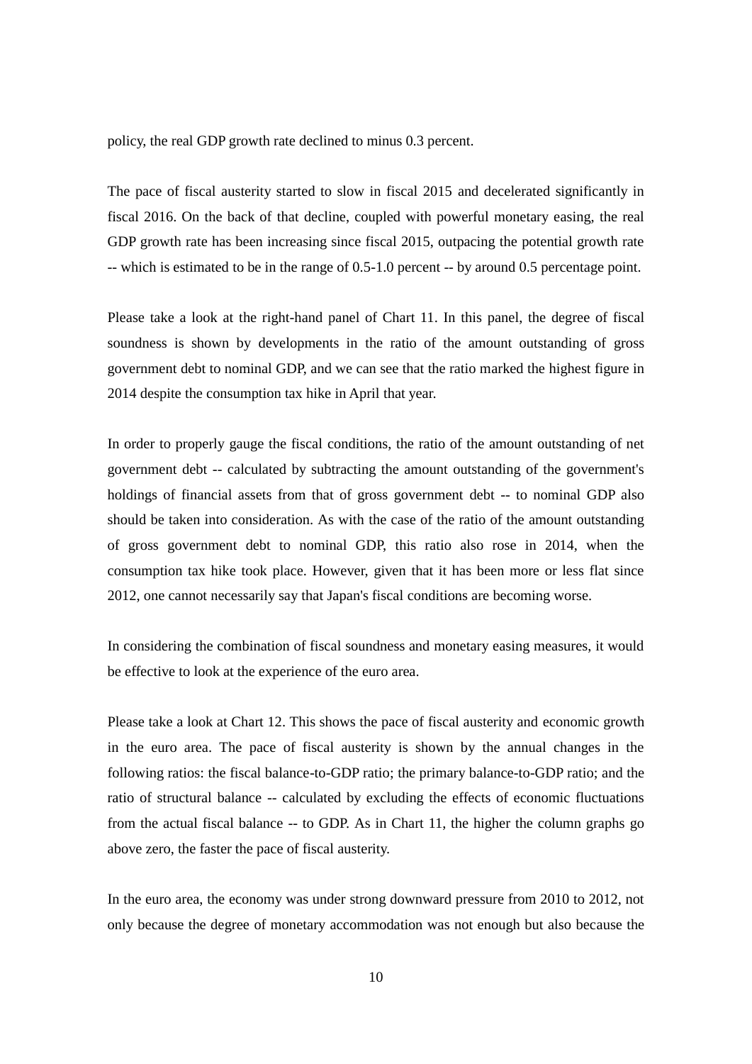policy, the real GDP growth rate declined to minus 0.3 percent.

The pace of fiscal austerity started to slow in fiscal 2015 and decelerated significantly in fiscal 2016. On the back of that decline, coupled with powerful monetary easing, the real GDP growth rate has been increasing since fiscal 2015, outpacing the potential growth rate -- which is estimated to be in the range of 0.5-1.0 percent -- by around 0.5 percentage point.

Please take a look at the right-hand panel of Chart 11. In this panel, the degree of fiscal soundness is shown by developments in the ratio of the amount outstanding of gross government debt to nominal GDP, and we can see that the ratio marked the highest figure in 2014 despite the consumption tax hike in April that year.

In order to properly gauge the fiscal conditions, the ratio of the amount outstanding of net government debt -- calculated by subtracting the amount outstanding of the government's holdings of financial assets from that of gross government debt -- to nominal GDP also should be taken into consideration. As with the case of the ratio of the amount outstanding of gross government debt to nominal GDP, this ratio also rose in 2014, when the consumption tax hike took place. However, given that it has been more or less flat since 2012, one cannot necessarily say that Japan's fiscal conditions are becoming worse.

In considering the combination of fiscal soundness and monetary easing measures, it would be effective to look at the experience of the euro area.

Please take a look at Chart 12. This shows the pace of fiscal austerity and economic growth in the euro area. The pace of fiscal austerity is shown by the annual changes in the following ratios: the fiscal balance-to-GDP ratio; the primary balance-to-GDP ratio; and the ratio of structural balance -- calculated by excluding the effects of economic fluctuations from the actual fiscal balance -- to GDP. As in Chart 11, the higher the column graphs go above zero, the faster the pace of fiscal austerity.

In the euro area, the economy was under strong downward pressure from 2010 to 2012, not only because the degree of monetary accommodation was not enough but also because the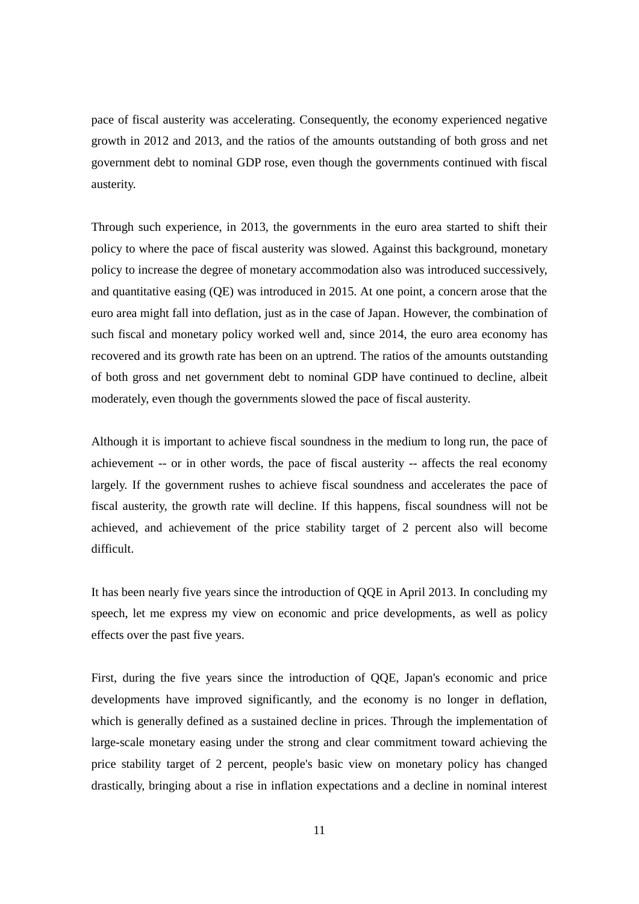pace of fiscal austerity was accelerating. Consequently, the economy experienced negative growth in 2012 and 2013, and the ratios of the amounts outstanding of both gross and net government debt to nominal GDP rose, even though the governments continued with fiscal austerity.

Through such experience, in 2013, the governments in the euro area started to shift their policy to where the pace of fiscal austerity was slowed. Against this background, monetary policy to increase the degree of monetary accommodation also was introduced successively, and quantitative easing (QE) was introduced in 2015. At one point, a concern arose that the euro area might fall into deflation, just as in the case of Japan. However, the combination of such fiscal and monetary policy worked well and, since 2014, the euro area economy has recovered and its growth rate has been on an uptrend. The ratios of the amounts outstanding of both gross and net government debt to nominal GDP have continued to decline, albeit moderately, even though the governments slowed the pace of fiscal austerity.

Although it is important to achieve fiscal soundness in the medium to long run, the pace of achievement -- or in other words, the pace of fiscal austerity -- affects the real economy largely. If the government rushes to achieve fiscal soundness and accelerates the pace of fiscal austerity, the growth rate will decline. If this happens, fiscal soundness will not be achieved, and achievement of the price stability target of 2 percent also will become difficult.

It has been nearly five years since the introduction of QQE in April 2013. In concluding my speech, let me express my view on economic and price developments, as well as policy effects over the past five years.

First, during the five years since the introduction of QQE, Japan's economic and price developments have improved significantly, and the economy is no longer in deflation, which is generally defined as a sustained decline in prices. Through the implementation of large-scale monetary easing under the strong and clear commitment toward achieving the price stability target of 2 percent, people's basic view on monetary policy has changed drastically, bringing about a rise in inflation expectations and a decline in nominal interest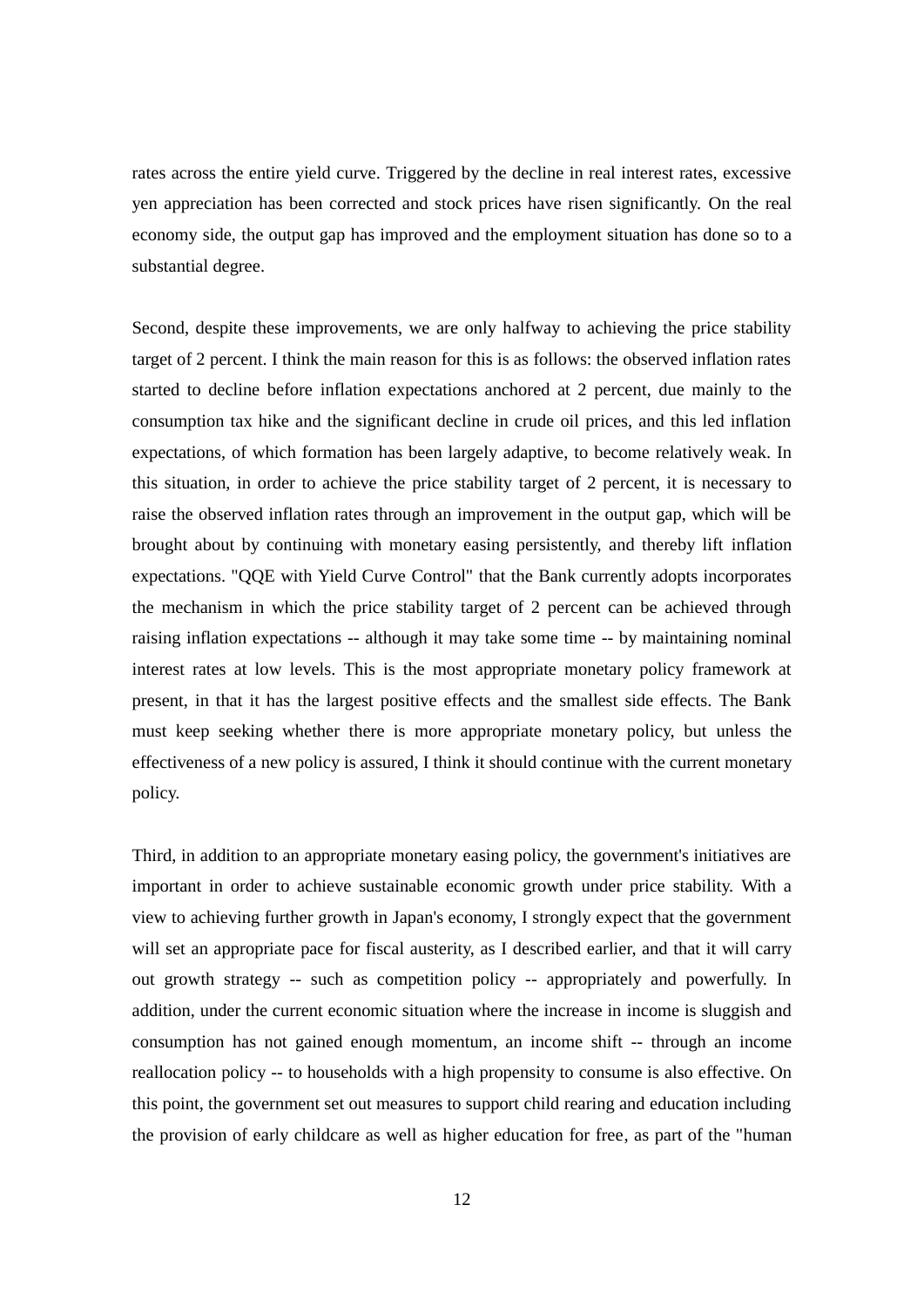rates across the entire yield curve. Triggered by the decline in real interest rates, excessive yen appreciation has been corrected and stock prices have risen significantly. On the real economy side, the output gap has improved and the employment situation has done so to a substantial degree.

Second, despite these improvements, we are only halfway to achieving the price stability target of 2 percent. I think the main reason for this is as follows: the observed inflation rates started to decline before inflation expectations anchored at 2 percent, due mainly to the consumption tax hike and the significant decline in crude oil prices, and this led inflation expectations, of which formation has been largely adaptive, to become relatively weak. In this situation, in order to achieve the price stability target of 2 percent, it is necessary to raise the observed inflation rates through an improvement in the output gap, which will be brought about by continuing with monetary easing persistently, and thereby lift inflation expectations. "QQE with Yield Curve Control" that the Bank currently adopts incorporates the mechanism in which the price stability target of 2 percent can be achieved through raising inflation expectations -- although it may take some time -- by maintaining nominal interest rates at low levels. This is the most appropriate monetary policy framework at present, in that it has the largest positive effects and the smallest side effects. The Bank must keep seeking whether there is more appropriate monetary policy, but unless the effectiveness of a new policy is assured, I think it should continue with the current monetary policy.

Third, in addition to an appropriate monetary easing policy, the government's initiatives are important in order to achieve sustainable economic growth under price stability. With a view to achieving further growth in Japan's economy, I strongly expect that the government will set an appropriate pace for fiscal austerity, as I described earlier, and that it will carry out growth strategy -- such as competition policy -- appropriately and powerfully. In addition, under the current economic situation where the increase in income is sluggish and consumption has not gained enough momentum, an income shift -- through an income reallocation policy -- to households with a high propensity to consume is also effective. On this point, the government set out measures to support child rearing and education including the provision of early childcare as well as higher education for free, as part of the "human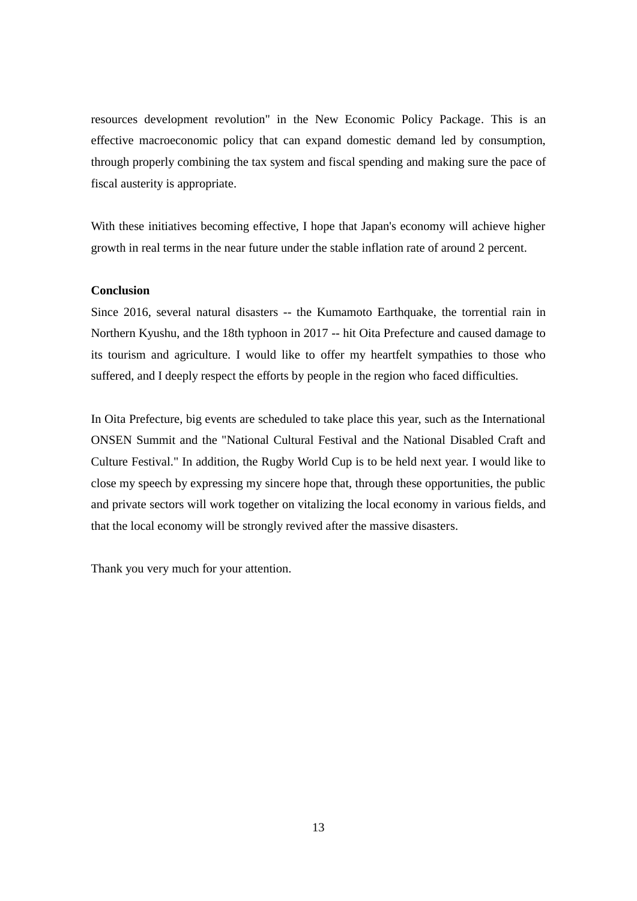resources development revolution" in the New Economic Policy Package. This is an effective macroeconomic policy that can expand domestic demand led by consumption, through properly combining the tax system and fiscal spending and making sure the pace of fiscal austerity is appropriate.

With these initiatives becoming effective, I hope that Japan's economy will achieve higher growth in real terms in the near future under the stable inflation rate of around 2 percent.

**Conclusion**

Since 2016, several natural disasters -- the Kumamoto Earthquake, the torrential rain in Northern Kyushu, and the 18th typhoon in 2017 -- hit Oita Prefecture and caused damage to its tourism and agriculture. I would like to offer my heartfelt sympathies to those who suffered, and I deeply respect the efforts by people in the region who faced difficulties.

In Oita Prefecture, big events are scheduled to take place this year, such as the International ONSEN Summit and the "National Cultural Festival and the National Disabled Craft and Culture Festival." In addition, the Rugby World Cup is to be held next year. I would like to close my speech by expressing my sincere hope that, through these opportunities, the public and private sectors will work together on vitalizing the local economy in various fields, and that the local economy will be strongly revived after the massive disasters.

Thank you very much for your attention.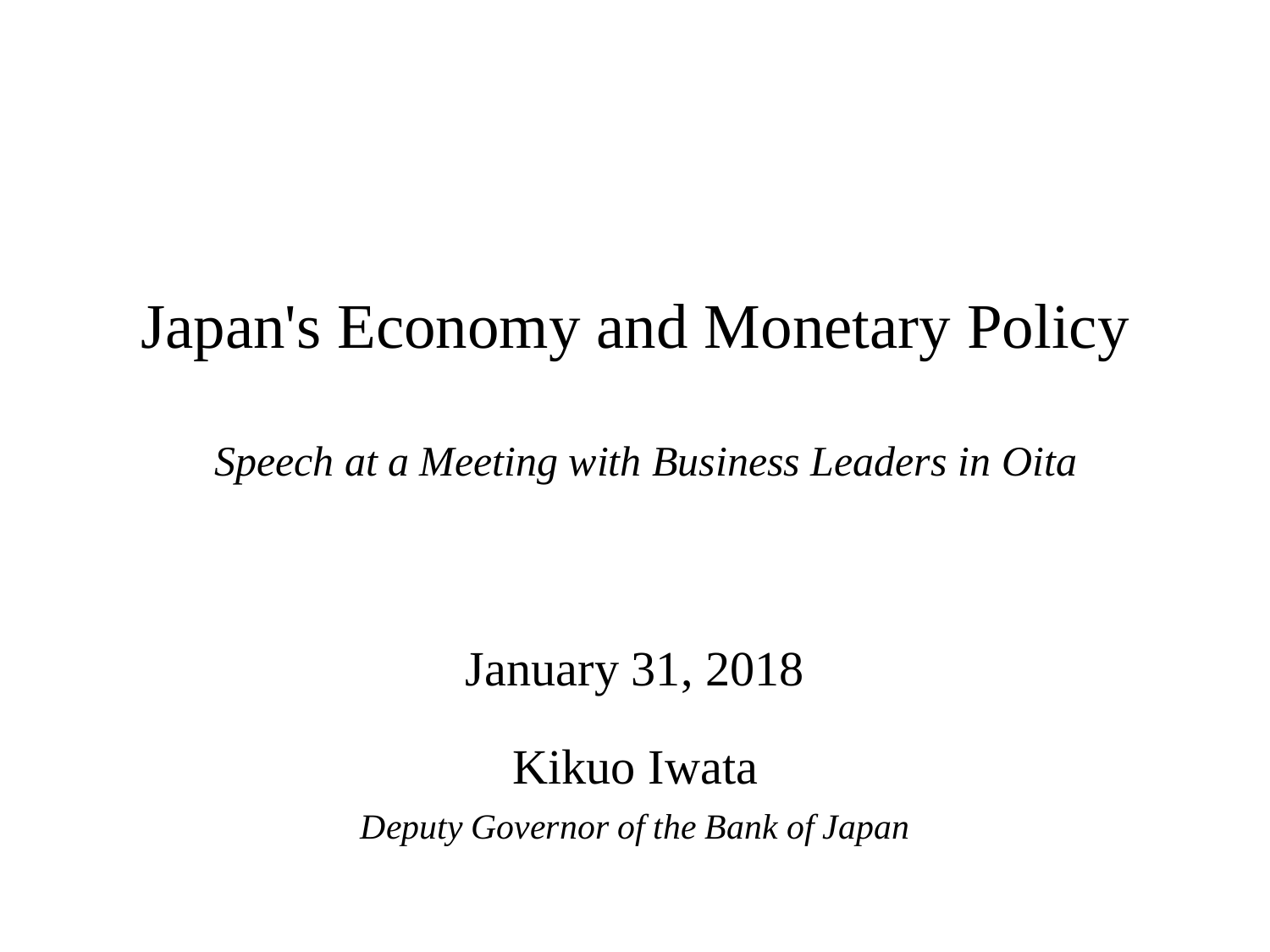# Japan's Economy and Monetary Policy

*Speech at a Meeting with Business Leaders in Oita*

January 31, 2018

Kikuo Iwata

*Deputy Governor of the Bank of Japan*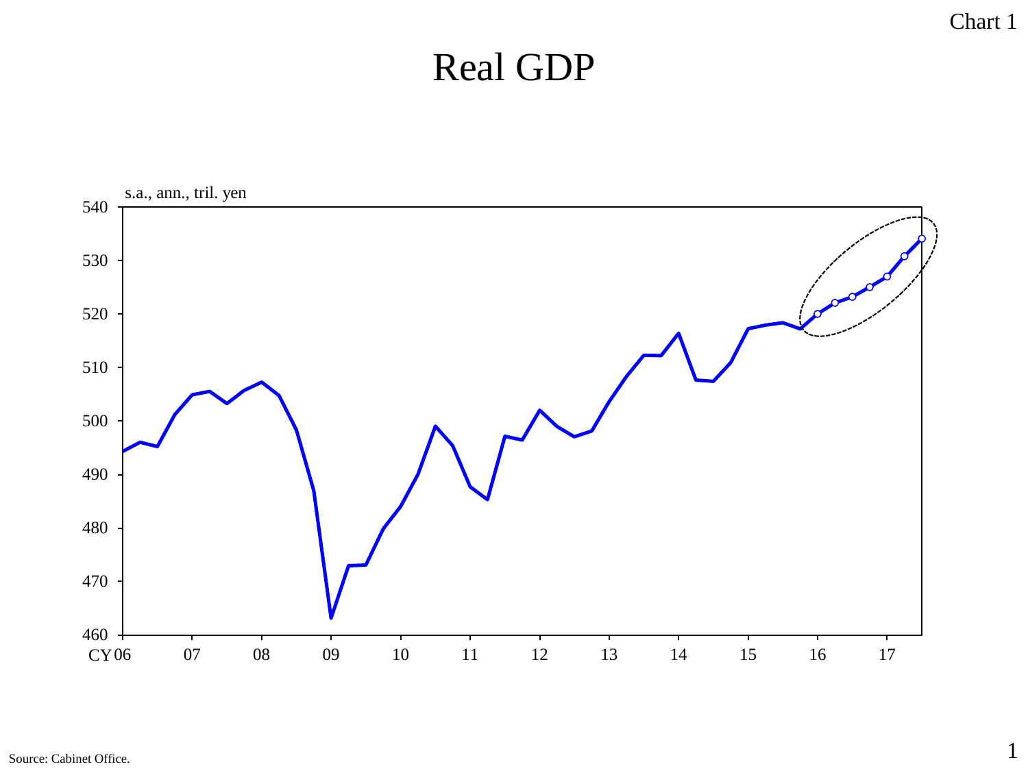Chart 1

# Real GDP

s.a., ann., tril. yen

Source: Cabinet Office.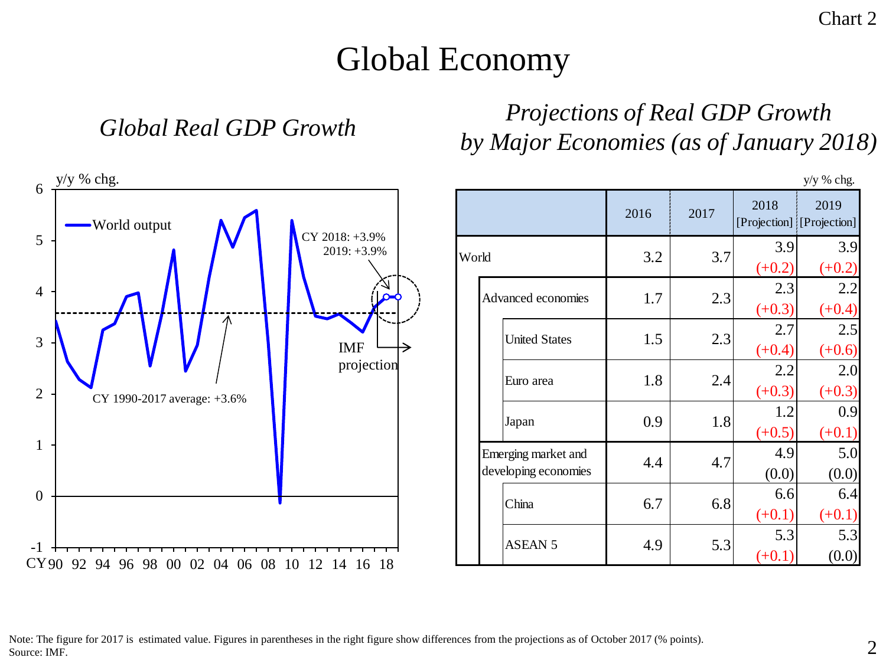# Global Economy

## Global Real GDP Growth

y/y % chg.

World output

CY 2018: +3.9%
2019: +3.9%

IMF projection

CY 1990-2017 average: +3.6%

## Projections of Real GDP Growth by Major Economies (as of January 2018)

y/y % chg.

| | | | 2016 | 2017 | 2018 [Projection] | 2019 [Projection] |
|---|---|---|---|---|---|---|
| World | | | 3.2 | 3.7 | 3.9 (+0.2) | 3.9 (+0.2) |
| | Advanced economies | | 1.7 | 2.3 | 2.3 (+0.3) | 2.2 (+0.4) |
| | | United States | 1.5 | 2.3 | 2.7 (+0.4) | 2.5 (+0.6) |
| | | Euro area | 1.8 | 2.4 | 2.2 (+0.3) | 2.0 (+0.3) |
| | | Japan | 0.9 | 1.8 | 1.2 (+0.5) | 0.9 (+0.1) |
| | Emerging market and developing economies | | 4.4 | 4.7 | 4.9 (0.0) | 5.0 (0.0) |
| | | China | 6.7 | 6.8 | 6.6 (+0.1) | 6.4 (+0.1) |
| | | ASEAN 5 | 4.9 | 5.3 | 5.3 (+0.1) | 5.3 (0.0) |

Note: The figure for 2017 is estimated value. Figures in parentheses in the right figure show differences from the projections as of October 2017 (% points).
Source: IMF.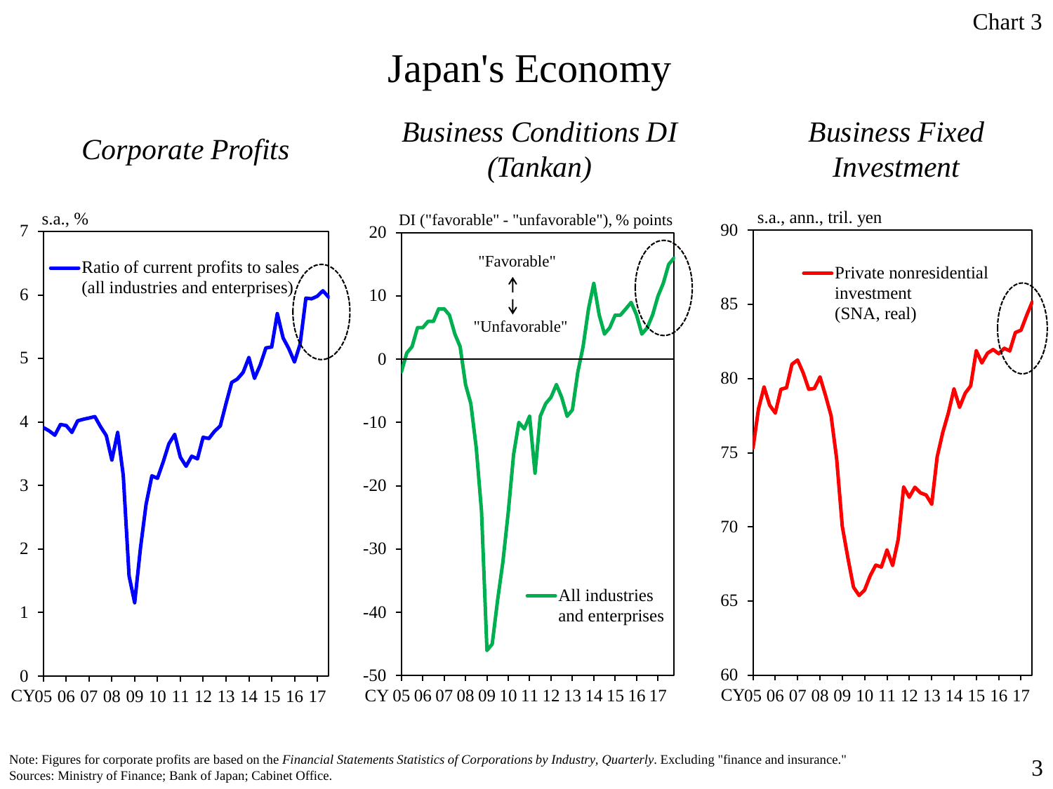Chart 3

# Japan's Economy

## *Corporate Profits*

s.a., %

Ratio of current profits to sales (all industries and enterprises)

## *Business Conditions DI (Tankan)*

DI ("favorable" - "unfavorable"), % points

"Favorable"

"Unfavorable"

All industries and enterprises

## *Business Fixed Investment*

s.a., ann., tril. yen

Private nonresidential investment (SNA, real)

Note: Figures for corporate profits are based on the *Financial Statements Statistics of Corporations by Industry, Quarterly*. Excluding "finance and insurance."
Sources: Ministry of Finance; Bank of Japan; Cabinet Office.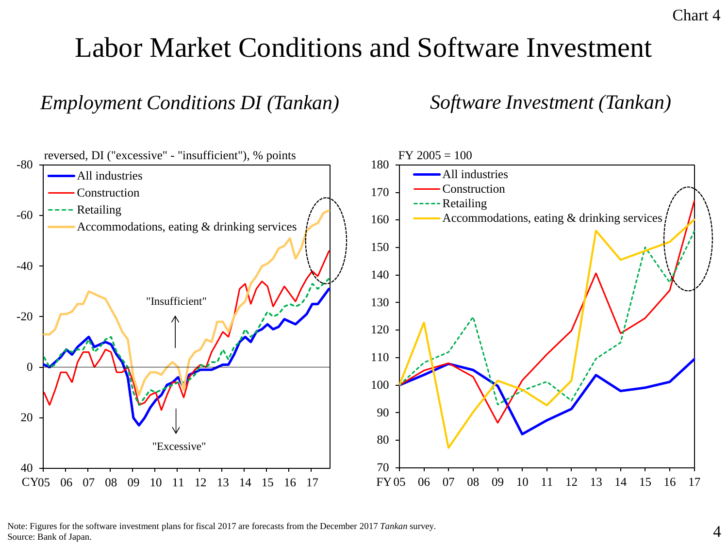# Labor Market Conditions and Software Investment

*Employment Conditions DI (Tankan)*

reversed, DI ("excessive" - "insufficient"), % points

- All industries
- Construction
- Retailing
- Accommodations, eating & drinking services

"Insufficient"

"Excessive"

CY05 06 07 08 09 10 11 12 13 14 15 16 17

*Software Investment (Tankan)*

FY 2005 = 100

- All industries
- Construction
- Retailing
- Accommodations, eating & drinking services

FY 05 06 07 08 09 10 11 12 13 14 15 16 17

Note: Figures for the software investment plans for fiscal 2017 are forecasts from the December 2017 *Tankan* survey.
Source: Bank of Japan.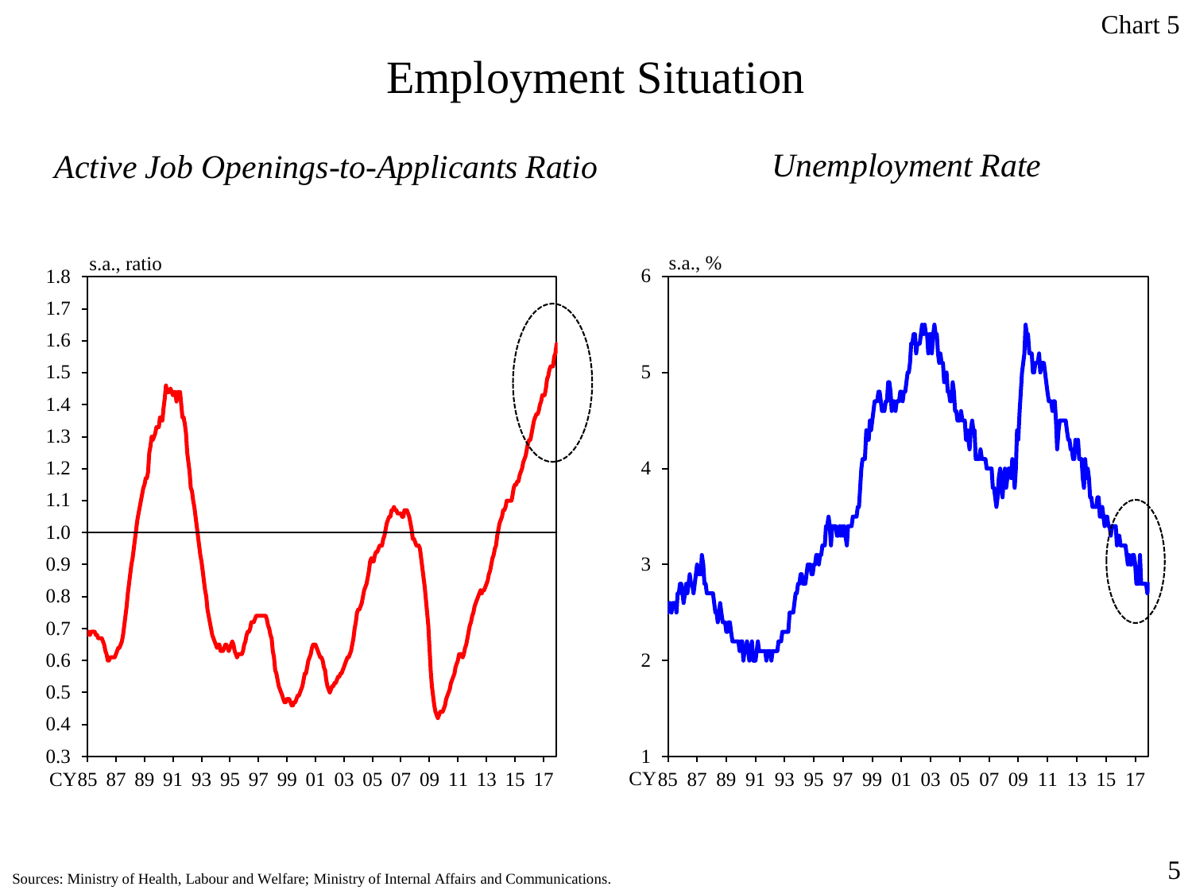# Employment Situation

*Active Job Openings-to-Applicants Ratio*

s.a., ratio

*Unemployment Rate*

s.a., %

Sources: Ministry of Health, Labour and Welfare; Ministry of Internal Affairs and Communications.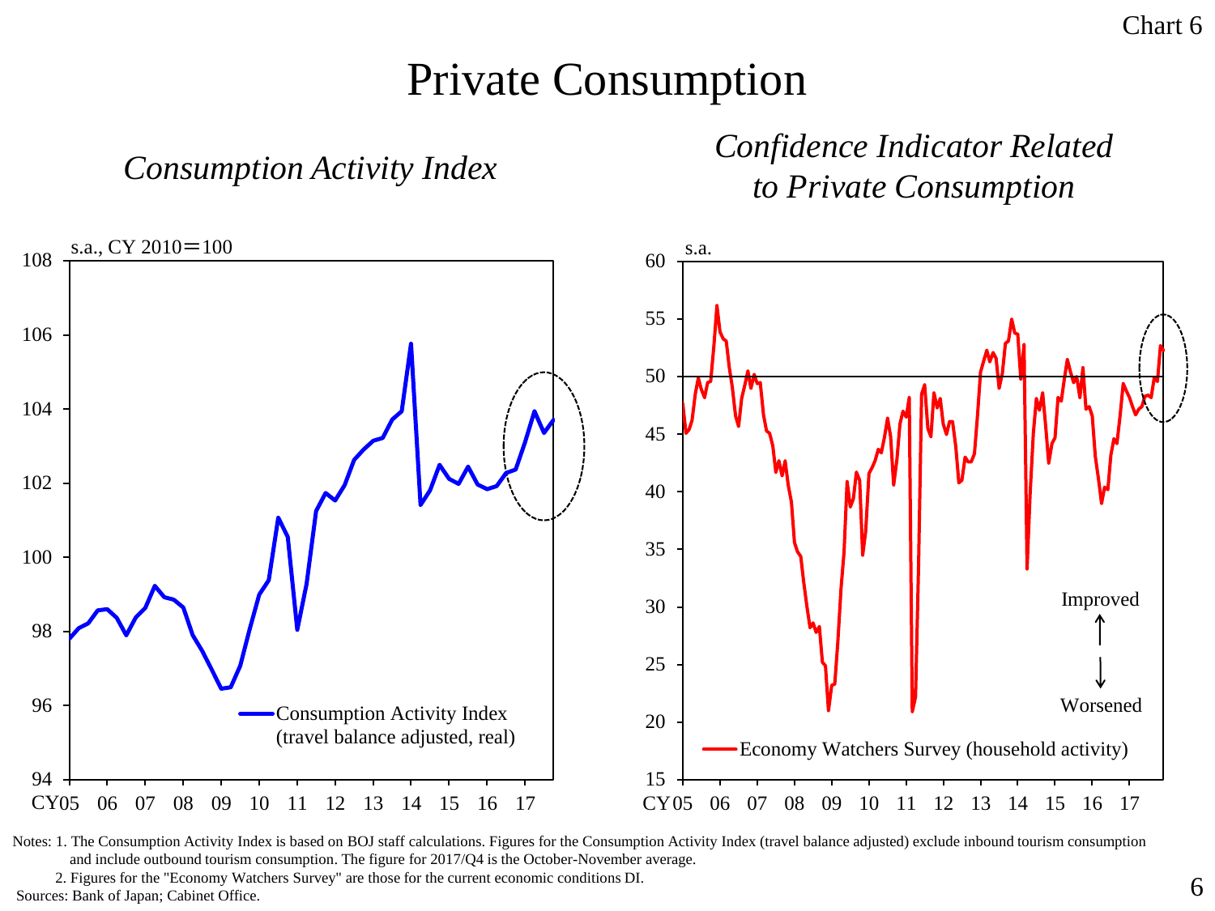# Private Consumption

*Consumption Activity Index*

s.a., CY 2010＝100

Consumption Activity Index (travel balance adjusted, real)

*Confidence Indicator Related to Private Consumption*

s.a.

Improved

Worsened

Economy Watchers Survey (household activity)

Notes: 1. The Consumption Activity Index is based on BOJ staff calculations. Figures for the Consumption Activity Index (travel balance adjusted) exclude inbound tourism consumption and include outbound tourism consumption. The figure for 2017/Q4 is the October-November average.

2. Figures for the "Economy Watchers Survey" are those for the current economic conditions DI.

Sources: Bank of Japan; Cabinet Office.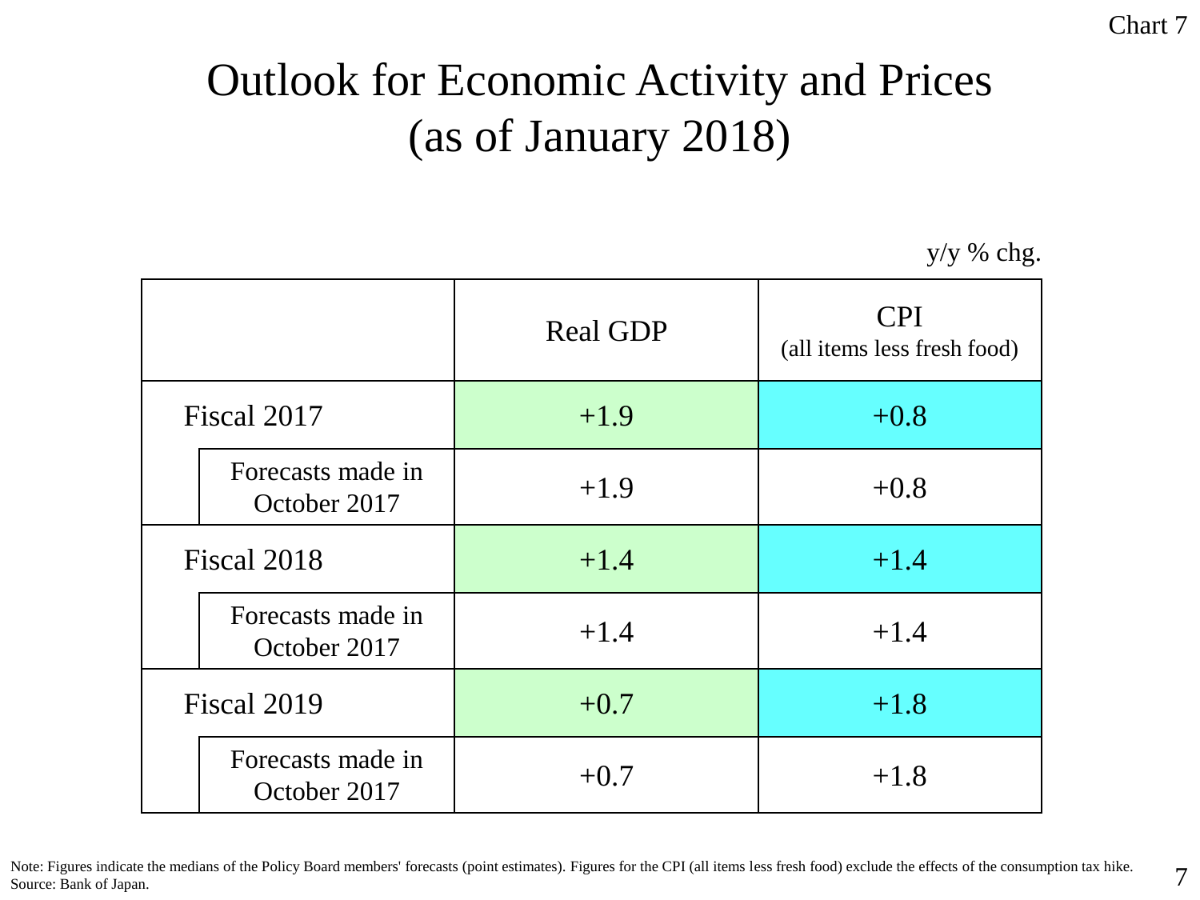Chart 7

# Outlook for Economic Activity and Prices (as of January 2018)

y/y % chg.

| | Real GDP | CPI (all items less fresh food) |
|---|---|---|
| Fiscal 2017 | +1.9 | +0.8 |
| Forecasts made in October 2017 | +1.9 | +0.8 |
| Fiscal 2018 | +1.4 | +1.4 |
| Forecasts made in October 2017 | +1.4 | +1.4 |
| Fiscal 2019 | +0.7 | +1.8 |
| Forecasts made in October 2017 | +0.7 | +1.8 |

Note: Figures indicate the medians of the Policy Board members' forecasts (point estimates). Figures for the CPI (all items less fresh food) exclude the effects of the consumption tax hike.
Source: Bank of Japan.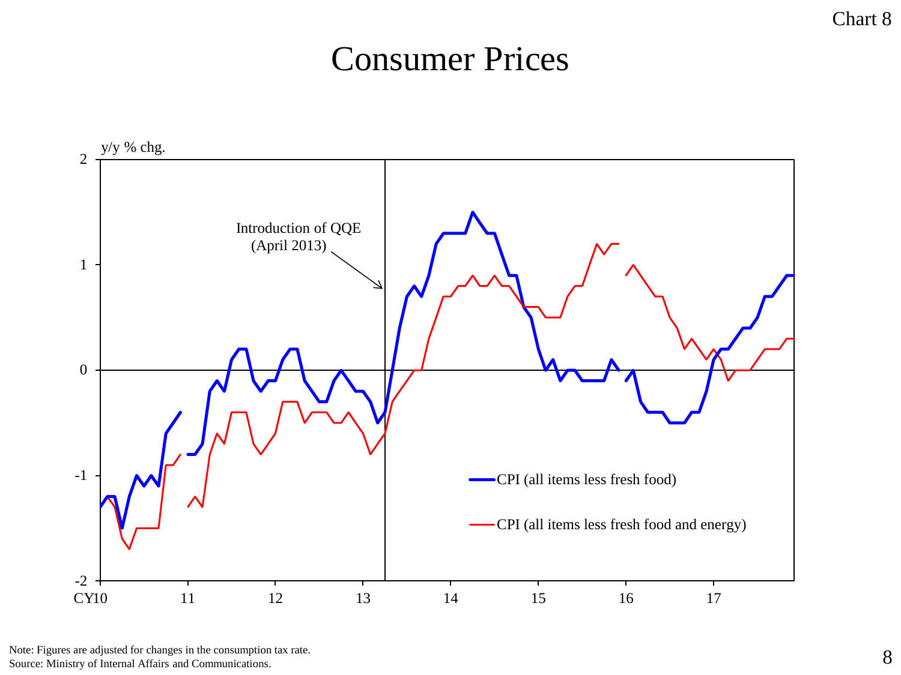Chart 8

# Consumer Prices

y/y % chg.

Introduction of QQE (April 2013)

CPI (all items less fresh food)

CPI (all items less fresh food and energy)

Note: Figures are adjusted for changes in the consumption tax rate.
Source: Ministry of Internal Affairs and Communications.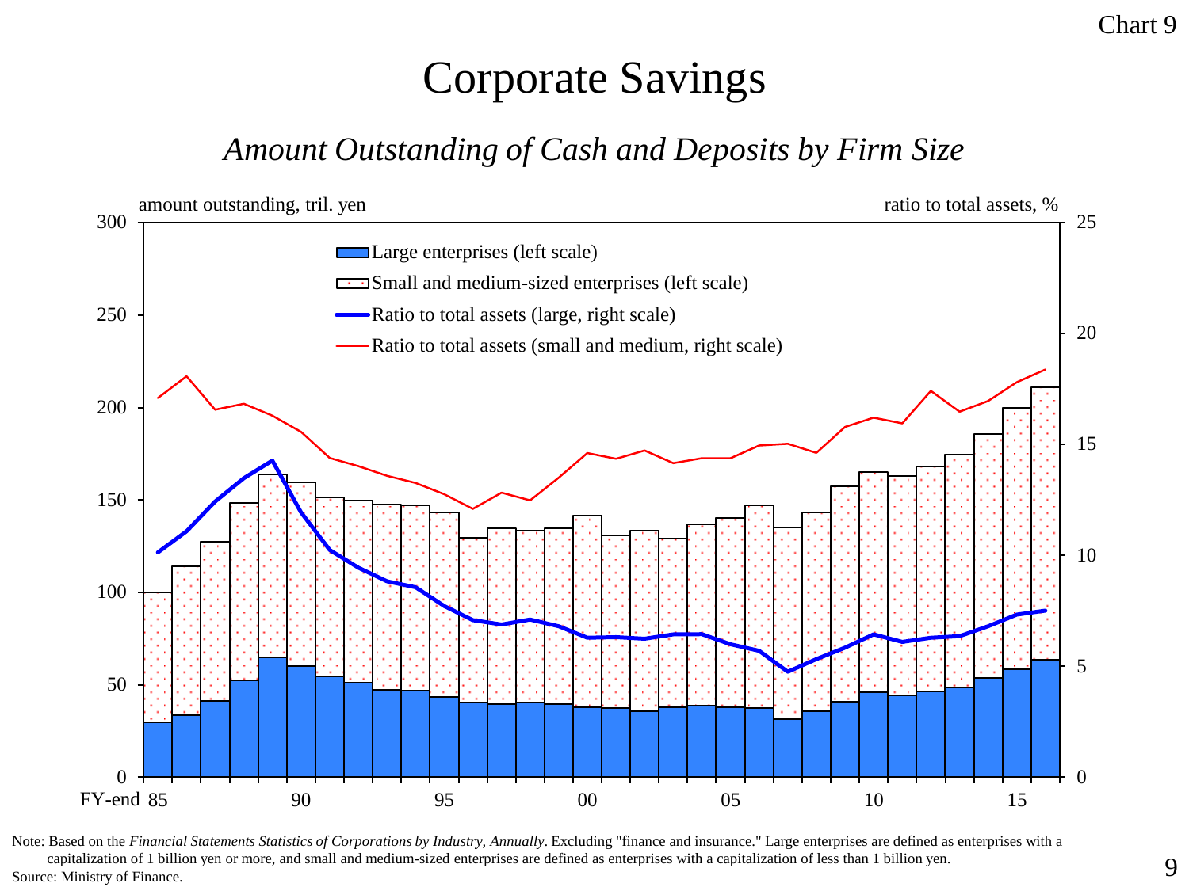Chart 9

# Corporate Savings

## *Amount Outstanding of Cash and Deposits by Firm Size*

amount outstanding, tril. yen

ratio to total assets, %

- Large enterprises (left scale)
- Small and medium-sized enterprises (left scale)
- Ratio to total assets (large, right scale)
- Ratio to total assets (small and medium, right scale)

FY-end 85 90 95 00 05 10 15

Note: Based on the *Financial Statements Statistics of Corporations by Industry, Annually*. Excluding "finance and insurance." Large enterprises are defined as enterprises with a capitalization of 1 billion yen or more, and small and medium-sized enterprises are defined as enterprises with a capitalization of less than 1 billion yen.

Source: Ministry of Finance.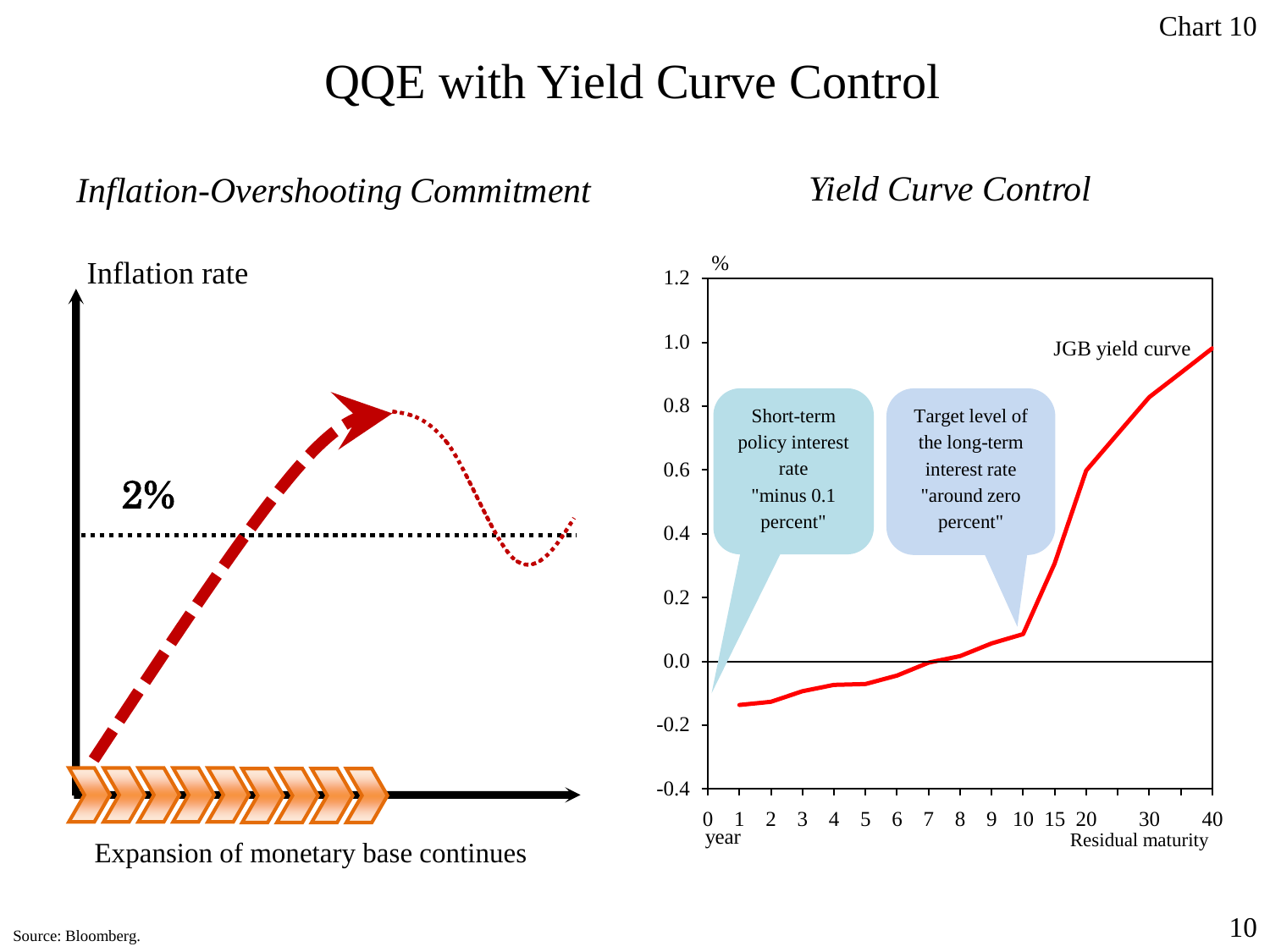# QQE with Yield Curve Control

## *Inflation-Overshooting Commitment*

Inflation rate

2%

Expansion of monetary base continues

## *Yield Curve Control*

%

Short-term policy interest rate "minus 0.1 percent"

Target level of the long-term interest rate "around zero percent"

JGB yield curve

year

Residual maturity

Source: Bloomberg.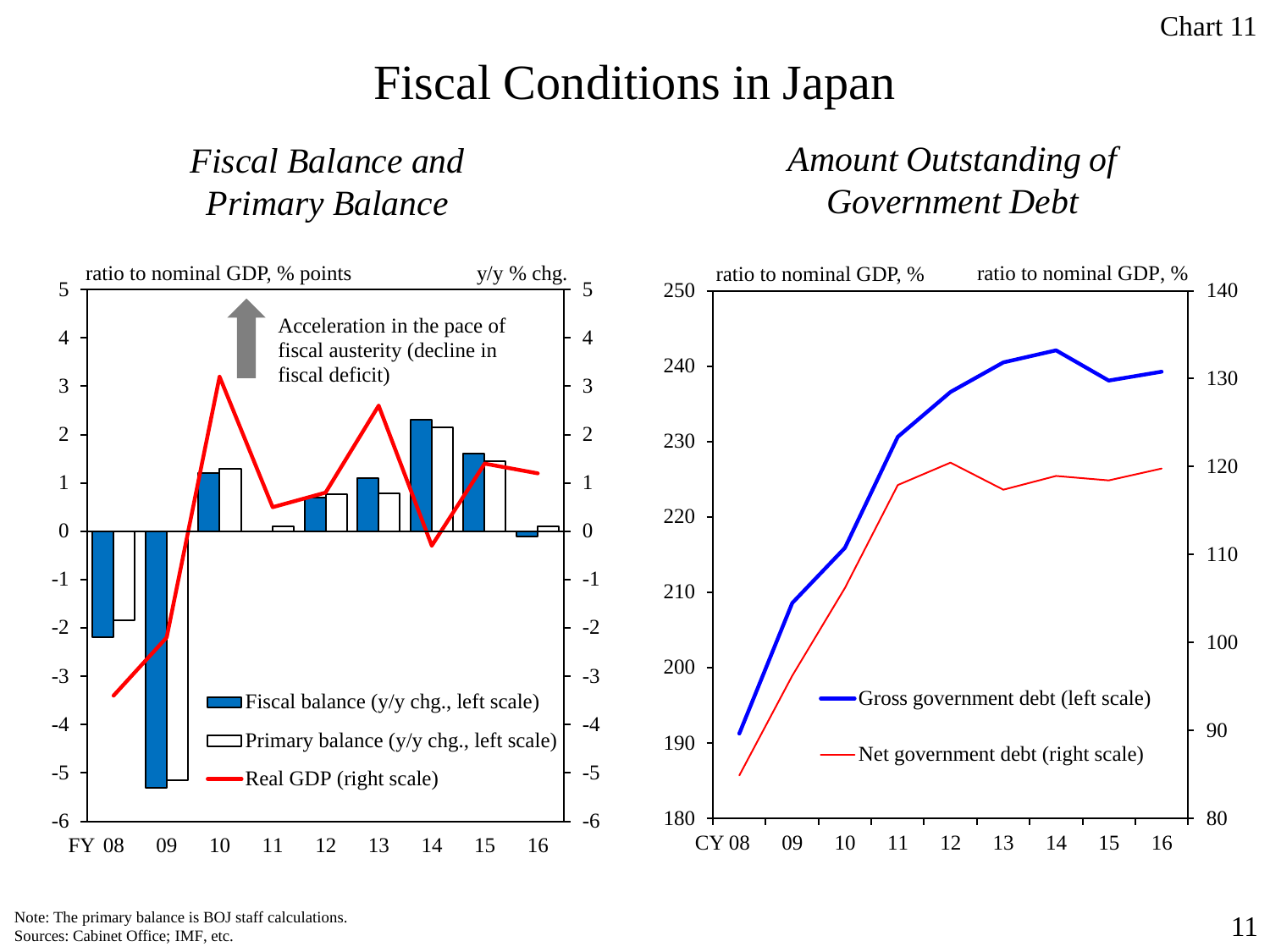# Fiscal Conditions in Japan

## *Fiscal Balance and Primary Balance*

ratio to nominal GDP, % points — y/y % chg.

Acceleration in the pace of fiscal austerity (decline in fiscal deficit)

- Fiscal balance (y/y chg., left scale)
- Primary balance (y/y chg., left scale)
- Real GDP (right scale)

FY 08, 09, 10, 11, 12, 13, 14, 15, 16

## *Amount Outstanding of Government Debt*

ratio to nominal GDP, % — ratio to nominal GDP, %

- Gross government debt (left scale)
- Net government debt (right scale)

CY 08, 09, 10, 11, 12, 13, 14, 15, 16

Note: The primary balance is BOJ staff calculations.
Sources: Cabinet Office; IMF, etc.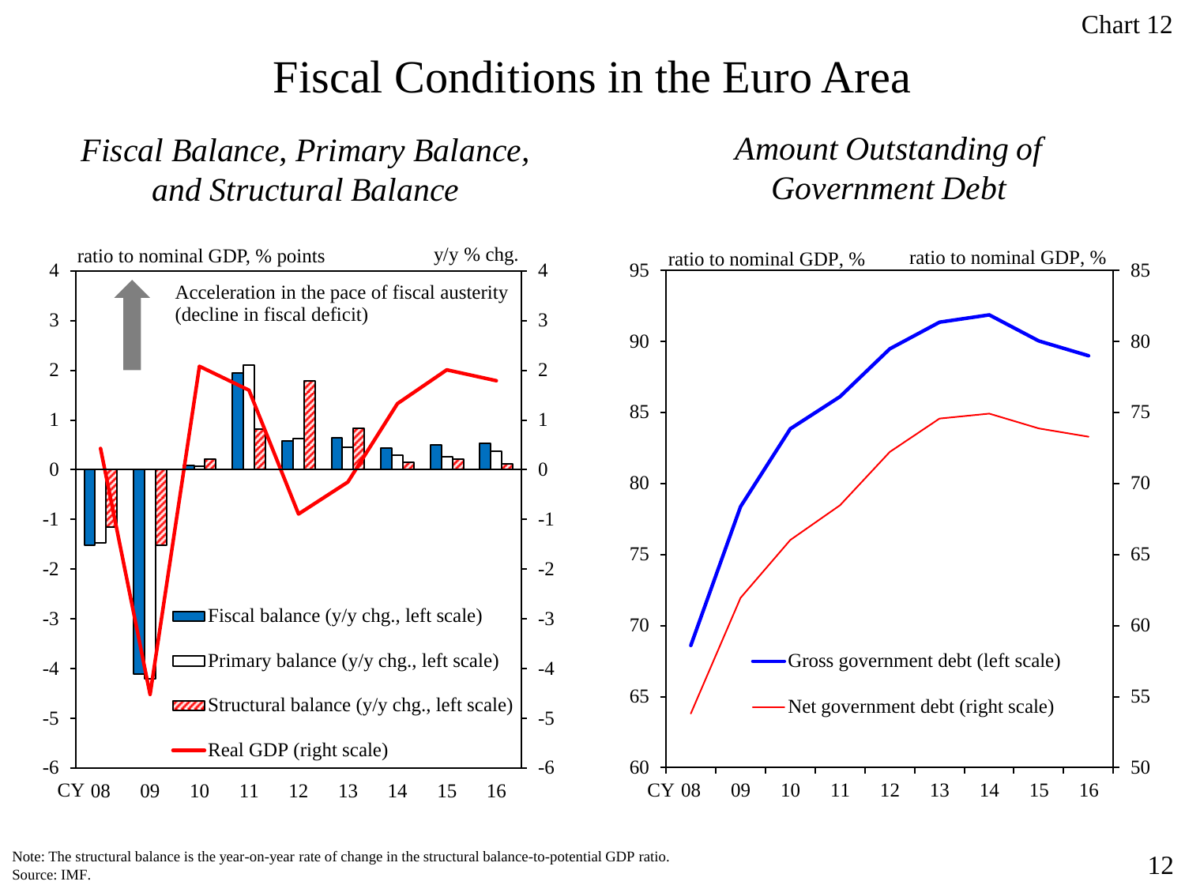# Fiscal Conditions in the Euro Area

## *Fiscal Balance, Primary Balance, and Structural Balance*

ratio to nominal GDP, % points

y/y % chg.

4
3
2
1
0
-1
-2
-3
-4
-5
-6

Acceleration in the pace of fiscal austerity (decline in fiscal deficit)

Fiscal balance (y/y chg., left scale)

Primary balance (y/y chg., left scale)

Structural balance (y/y chg., left scale)

Real GDP (right scale)

CY 08 09 10 11 12 13 14 15 16

## *Amount Outstanding of Government Debt*

ratio to nominal GDP, %

ratio to nominal GDP, %

95
90
85
80
75
70
65
60

85
80
75
70
65
60
55
50

Gross government debt (left scale)

Net government debt (right scale)

CY 08 09 10 11 12 13 14 15 16

Note: The structural balance is the year-on-year rate of change in the structural balance-to-potential GDP ratio.
Source: IMF.